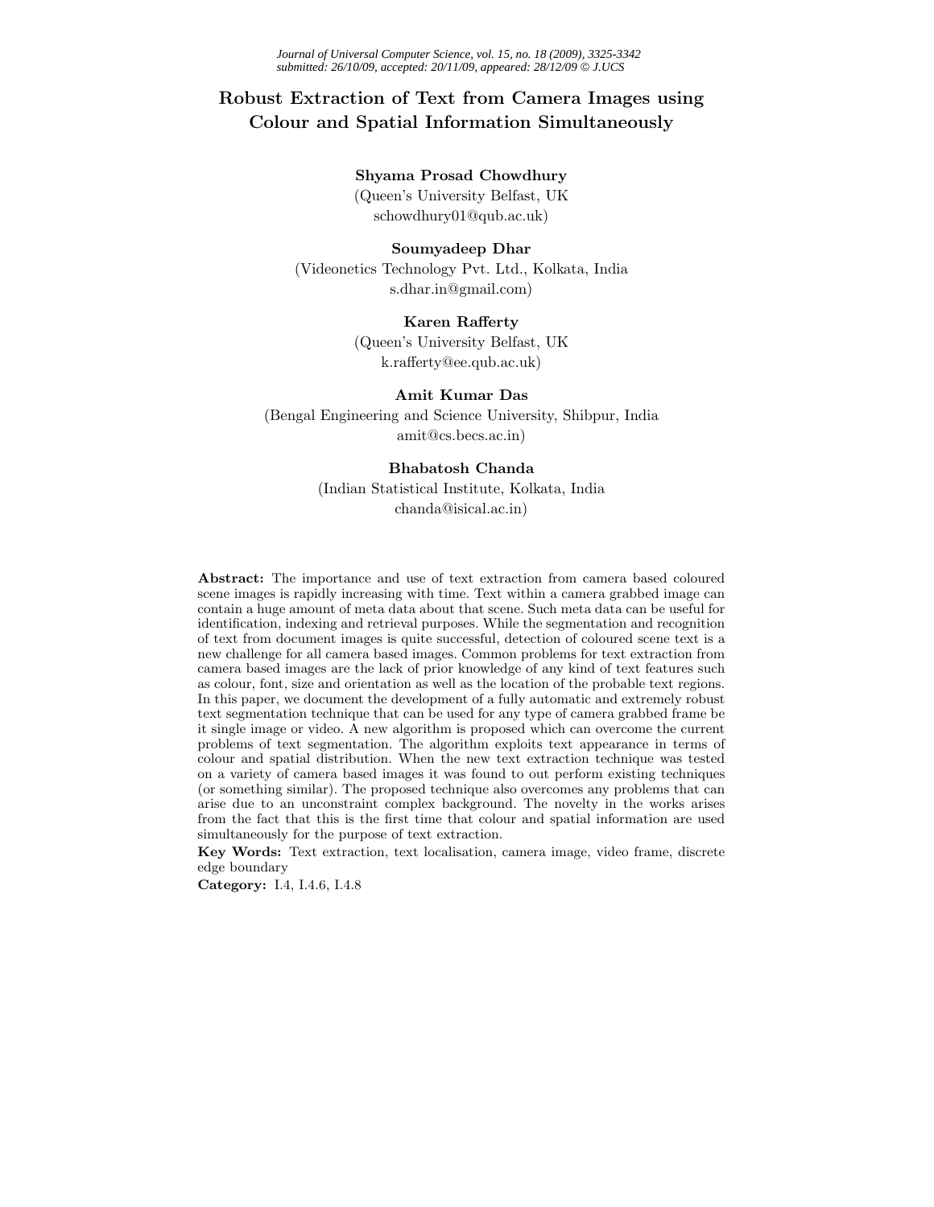# Robust Extraction of Text from Camera Images using Colour and Spatial Information Simultaneously

**Shyama Prosad Chowdhury**
(Queen's University Belfast, UK
schowdhury01@qub.ac.uk)

**Soumyadeep Dhar**
(Videonetics Technology Pvt. Ltd., Kolkata, India
s.dhar.in@gmail.com)

**Karen Rafferty**
(Queen's University Belfast, UK
k.rafferty@ee.qub.ac.uk)

**Amit Kumar Das**
(Bengal Engineering and Science University, Shibpur, India
amit@cs.becs.ac.in)

**Bhabatosh Chanda**
(Indian Statistical Institute, Kolkata, India
chanda@isical.ac.in)

**Abstract:** The importance and use of text extraction from camera based coloured scene images is rapidly increasing with time. Text within a camera grabbed image can contain a huge amount of meta data about that scene. Such meta data can be useful for identification, indexing and retrieval purposes. While the segmentation and recognition of text from document images is quite successful, detection of coloured scene text is a new challenge for all camera based images. Common problems for text extraction from camera based images are the lack of prior knowledge of any kind of text features such as colour, font, size and orientation as well as the location of the probable text regions. In this paper, we document the development of a fully automatic and extremely robust text segmentation technique that can be used for any type of camera grabbed frame be it single image or video. A new algorithm is proposed which can overcome the current problems of text segmentation. The algorithm exploits text appearance in terms of colour and spatial distribution. When the new text extraction technique was tested on a variety of camera based images it was found to out perform existing techniques (or something similar). The proposed technique also overcomes any problems that can arise due to an unconstraint complex background. The novelty in the works arises from the fact that this is the first time that colour and spatial information are used simultaneously for the purpose of text extraction.

**Key Words:** Text extraction, text localisation, camera image, video frame, discrete edge boundary

**Category:** I.4, I.4.6, I.4.8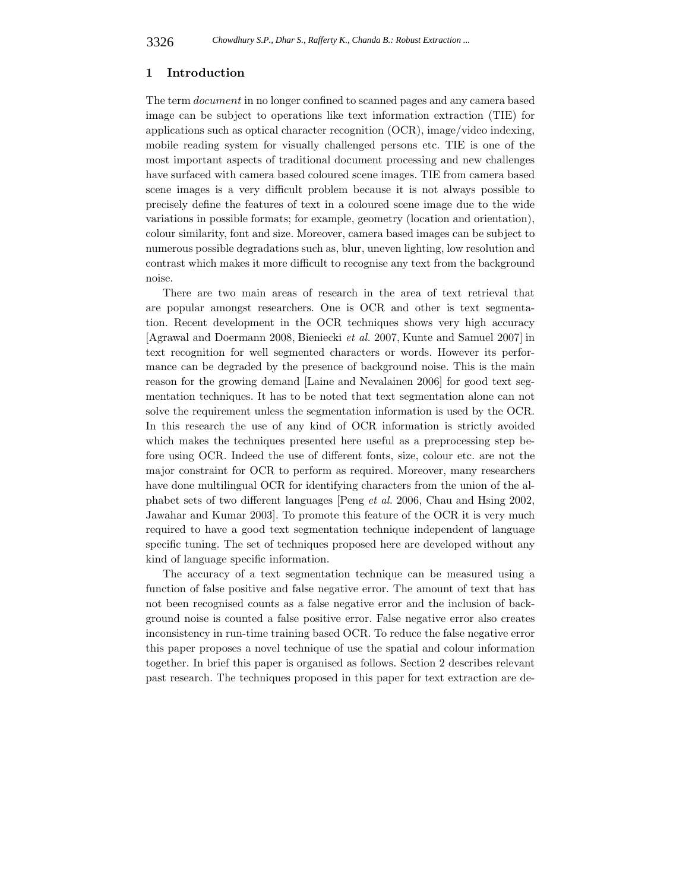## 1 Introduction

The term *document* in no longer confined to scanned pages and any camera based image can be subject to operations like text information extraction (TIE) for applications such as optical character recognition (OCR), image/video indexing, mobile reading system for visually challenged persons etc. TIE is one of the most important aspects of traditional document processing and new challenges have surfaced with camera based coloured scene images. TIE from camera based scene images is a very difficult problem because it is not always possible to precisely define the features of text in a coloured scene image due to the wide variations in possible formats; for example, geometry (location and orientation), colour similarity, font and size. Moreover, camera based images can be subject to numerous possible degradations such as, blur, uneven lighting, low resolution and contrast which makes it more difficult to recognise any text from the background noise.

There are two main areas of research in the area of text retrieval that are popular amongst researchers. One is OCR and other is text segmentation. Recent development in the OCR techniques shows very high accuracy [Agrawal and Doermann 2008, Bieniecki *et al.* 2007, Kunte and Samuel 2007] in text recognition for well segmented characters or words. However its performance can be degraded by the presence of background noise. This is the main reason for the growing demand [Laine and Nevalainen 2006] for good text segmentation techniques. It has to be noted that text segmentation alone can not solve the requirement unless the segmentation information is used by the OCR. In this research the use of any kind of OCR information is strictly avoided which makes the techniques presented here useful as a preprocessing step before using OCR. Indeed the use of different fonts, size, colour etc. are not the major constraint for OCR to perform as required. Moreover, many researchers have done multilingual OCR for identifying characters from the union of the alphabet sets of two different languages [Peng *et al.* 2006, Chau and Hsing 2002, Jawahar and Kumar 2003]. To promote this feature of the OCR it is very much required to have a good text segmentation technique independent of language specific tuning. The set of techniques proposed here are developed without any kind of language specific information.

The accuracy of a text segmentation technique can be measured using a function of false positive and false negative error. The amount of text that has not been recognised counts as a false negative error and the inclusion of background noise is counted a false positive error. False negative error also creates inconsistency in run-time training based OCR. To reduce the false negative error this paper proposes a novel technique of use the spatial and colour information together. In brief this paper is organised as follows. Section 2 describes relevant past research. The techniques proposed in this paper for text extraction are de-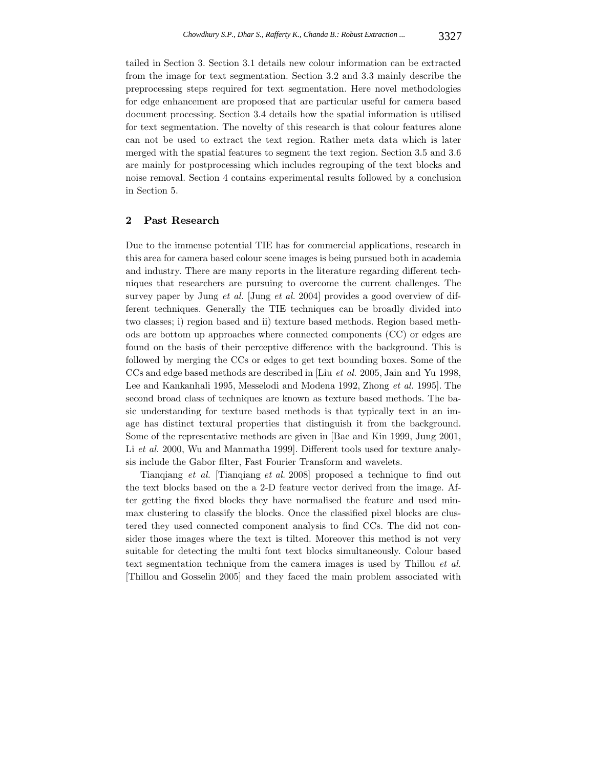tailed in Section 3. Section 3.1 details new colour information can be extracted from the image for text segmentation. Section 3.2 and 3.3 mainly describe the preprocessing steps required for text segmentation. Here novel methodologies for edge enhancement are proposed that are particular useful for camera based document processing. Section 3.4 details how the spatial information is utilised for text segmentation. The novelty of this research is that colour features alone can not be used to extract the text region. Rather meta data which is later merged with the spatial features to segment the text region. Section 3.5 and 3.6 are mainly for postprocessing which includes regrouping of the text blocks and noise removal. Section 4 contains experimental results followed by a conclusion in Section 5.

## 2 Past Research

Due to the immense potential TIE has for commercial applications, research in this area for camera based colour scene images is being pursued both in academia and industry. There are many reports in the literature regarding different techniques that researchers are pursuing to overcome the current challenges. The survey paper by Jung *et al.* [Jung *et al.* 2004] provides a good overview of different techniques. Generally the TIE techniques can be broadly divided into two classes; i) region based and ii) texture based methods. Region based methods are bottom up approaches where connected components (CC) or edges are found on the basis of their perceptive difference with the background. This is followed by merging the CCs or edges to get text bounding boxes. Some of the CCs and edge based methods are described in [Liu *et al.* 2005, Jain and Yu 1998, Lee and Kankanhali 1995, Messelodi and Modena 1992, Zhong *et al.* 1995]. The second broad class of techniques are known as texture based methods. The basic understanding for texture based methods is that typically text in an image has distinct textural properties that distinguish it from the background. Some of the representative methods are given in [Bae and Kin 1999, Jung 2001, Li *et al.* 2000, Wu and Manmatha 1999]. Different tools used for texture analysis include the Gabor filter, Fast Fourier Transform and wavelets.

Tianqiang *et al.* [Tianqiang *et al.* 2008] proposed a technique to find out the text blocks based on the a 2-D feature vector derived from the image. After getting the fixed blocks they have normalised the feature and used min-max clustering to classify the blocks. Once the classified pixel blocks are clustered they used connected component analysis to find CCs. The did not consider those images where the text is tilted. Moreover this method is not very suitable for detecting the multi font text blocks simultaneously. Colour based text segmentation technique from the camera images is used by Thillou *et al.* [Thillou and Gosselin 2005] and they faced the main problem associated with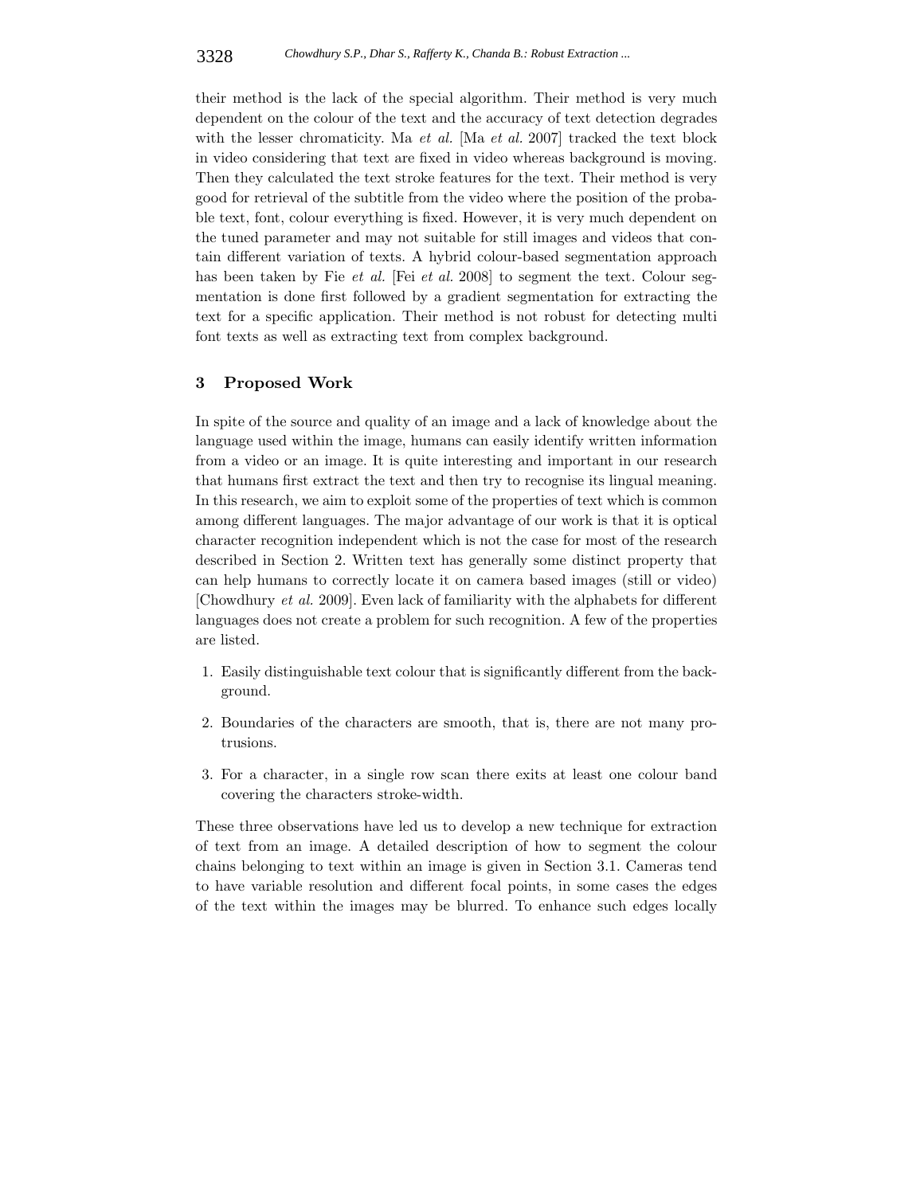their method is the lack of the special algorithm. Their method is very much dependent on the colour of the text and the accuracy of text detection degrades with the lesser chromaticity. Ma *et al.* [Ma *et al.* 2007] tracked the text block in video considering that text are fixed in video whereas background is moving. Then they calculated the text stroke features for the text. Their method is very good for retrieval of the subtitle from the video where the position of the probable text, font, colour everything is fixed. However, it is very much dependent on the tuned parameter and may not suitable for still images and videos that contain different variation of texts. A hybrid colour-based segmentation approach has been taken by Fie *et al.* [Fei *et al.* 2008] to segment the text. Colour segmentation is done first followed by a gradient segmentation for extracting the text for a specific application. Their method is not robust for detecting multi font texts as well as extracting text from complex background.

## 3 Proposed Work

In spite of the source and quality of an image and a lack of knowledge about the language used within the image, humans can easily identify written information from a video or an image. It is quite interesting and important in our research that humans first extract the text and then try to recognise its lingual meaning. In this research, we aim to exploit some of the properties of text which is common among different languages. The major advantage of our work is that it is optical character recognition independent which is not the case for most of the research described in Section 2. Written text has generally some distinct property that can help humans to correctly locate it on camera based images (still or video) [Chowdhury *et al.* 2009]. Even lack of familiarity with the alphabets for different languages does not create a problem for such recognition. A few of the properties are listed.

1. Easily distinguishable text colour that is significantly different from the background.
2. Boundaries of the characters are smooth, that is, there are not many protrusions.
3. For a character, in a single row scan there exits at least one colour band covering the characters stroke-width.

These three observations have led us to develop a new technique for extraction of text from an image. A detailed description of how to segment the colour chains belonging to text within an image is given in Section 3.1. Cameras tend to have variable resolution and different focal points, in some cases the edges of the text within the images may be blurred. To enhance such edges locally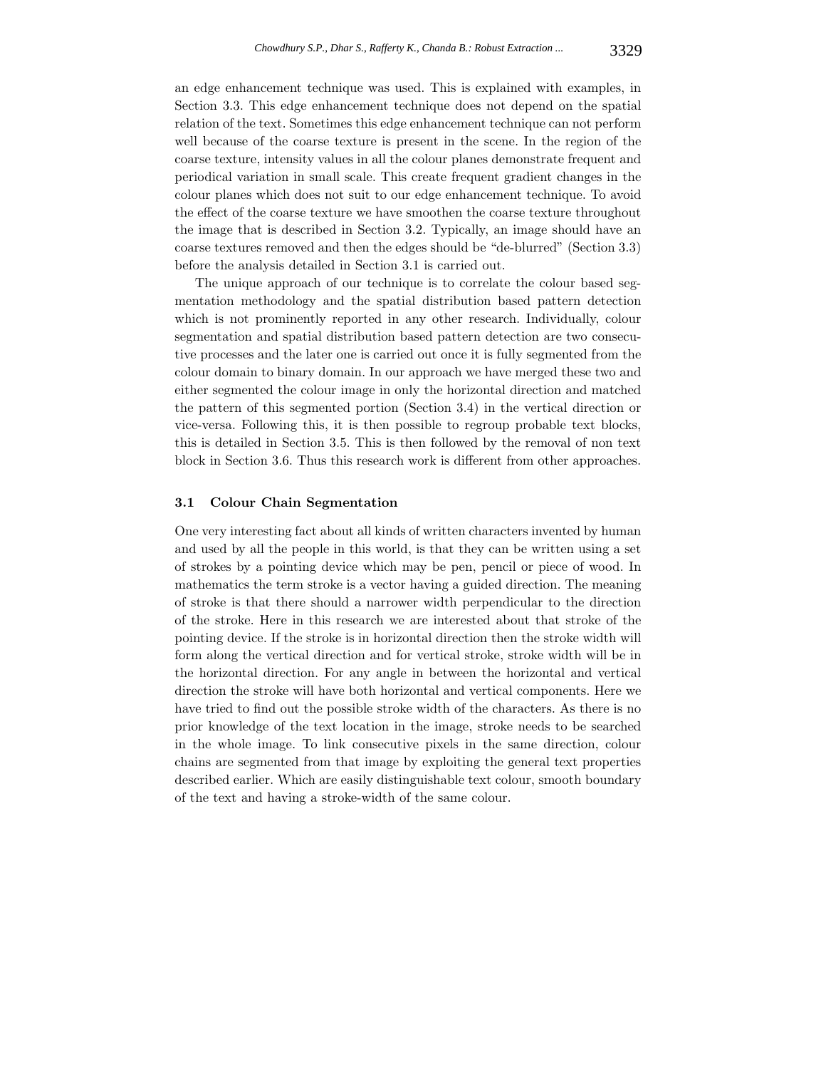an edge enhancement technique was used. This is explained with examples, in Section 3.3. This edge enhancement technique does not depend on the spatial relation of the text. Sometimes this edge enhancement technique can not perform well because of the coarse texture is present in the scene. In the region of the coarse texture, intensity values in all the colour planes demonstrate frequent and periodical variation in small scale. This create frequent gradient changes in the colour planes which does not suit to our edge enhancement technique. To avoid the effect of the coarse texture we have smoothen the coarse texture throughout the image that is described in Section 3.2. Typically, an image should have an coarse textures removed and then the edges should be "de-blurred" (Section 3.3) before the analysis detailed in Section 3.1 is carried out.

The unique approach of our technique is to correlate the colour based segmentation methodology and the spatial distribution based pattern detection which is not prominently reported in any other research. Individually, colour segmentation and spatial distribution based pattern detection are two consecutive processes and the later one is carried out once it is fully segmented from the colour domain to binary domain. In our approach we have merged these two and either segmented the colour image in only the horizontal direction and matched the pattern of this segmented portion (Section 3.4) in the vertical direction or vice-versa. Following this, it is then possible to regroup probable text blocks, this is detailed in Section 3.5. This is then followed by the removal of non text block in Section 3.6. Thus this research work is different from other approaches.

### 3.1 Colour Chain Segmentation

One very interesting fact about all kinds of written characters invented by human and used by all the people in this world, is that they can be written using a set of strokes by a pointing device which may be pen, pencil or piece of wood. In mathematics the term stroke is a vector having a guided direction. The meaning of stroke is that there should a narrower width perpendicular to the direction of the stroke. Here in this research we are interested about that stroke of the pointing device. If the stroke is in horizontal direction then the stroke width will form along the vertical direction and for vertical stroke, stroke width will be in the horizontal direction. For any angle in between the horizontal and vertical direction the stroke will have both horizontal and vertical components. Here we have tried to find out the possible stroke width of the characters. As there is no prior knowledge of the text location in the image, stroke needs to be searched in the whole image. To link consecutive pixels in the same direction, colour chains are segmented from that image by exploiting the general text properties described earlier. Which are easily distinguishable text colour, smooth boundary of the text and having a stroke-width of the same colour.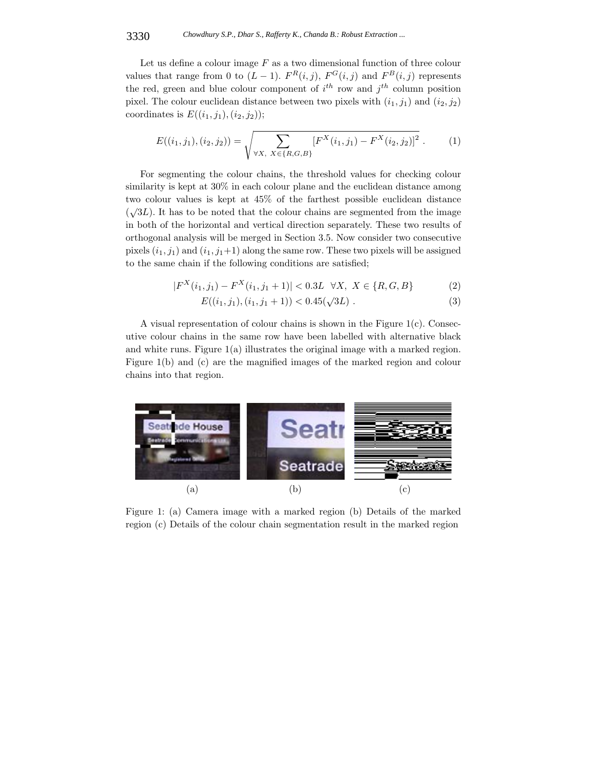Let us define a colour image $F$ as a two dimensional function of three colour values that range from 0 to $(L-1)$. $F^R(i,j)$, $F^G(i,j)$ and $F^B(i,j)$ represents the red, green and blue colour component of $i^{th}$ row and $j^{th}$ column position pixel. The colour euclidean distance between two pixels with $(i_1, j_1)$ and $(i_2, j_2)$ coordinates is $E((i_1,j_1),(i_2,j_2))$;

$$E((i_1,j_1),(i_2,j_2)) = \sqrt{\sum_{\forall X,\ X \in \{R,G,B\}} [F^X(i_1,j_1) - F^X(i_2,j_2)]^2} \ . \tag{1}$$

For segmenting the colour chains, the threshold values for checking colour similarity is kept at 30% in each colour plane and the euclidean distance among two colour values is kept at 45% of the farthest possible euclidean distance ($\sqrt{3}L$). It has to be noted that the colour chains are segmented from the image in both of the horizontal and vertical direction separately. These two results of orthogonal analysis will be merged in Section 3.5. Now consider two consecutive pixels $(i_1, j_1)$ and $(i_1, j_1+1)$ along the same row. These two pixels will be assigned to the same chain if the following conditions are satisfied;

$$|F^X(i_1,j_1) - F^X(i_1,j_1+1)| < 0.3L \quad \forall X,\ X \in \{R,G,B\} \tag{2}$$

$$E((i_1,j_1),(i_1,j_1+1)) < 0.45(\sqrt{3}L) \ . \tag{3}$$

A visual representation of colour chains is shown in the Figure 1(c). Consecutive colour chains in the same row have been labelled with alternative black and white runs. Figure 1(a) illustrates the original image with a marked region. Figure 1(b) and (c) are the magnified images of the marked region and colour chains into that region.

(a) (b) (c)

Figure 1: (a) Camera image with a marked region (b) Details of the marked region (c) Details of the colour chain segmentation result in the marked region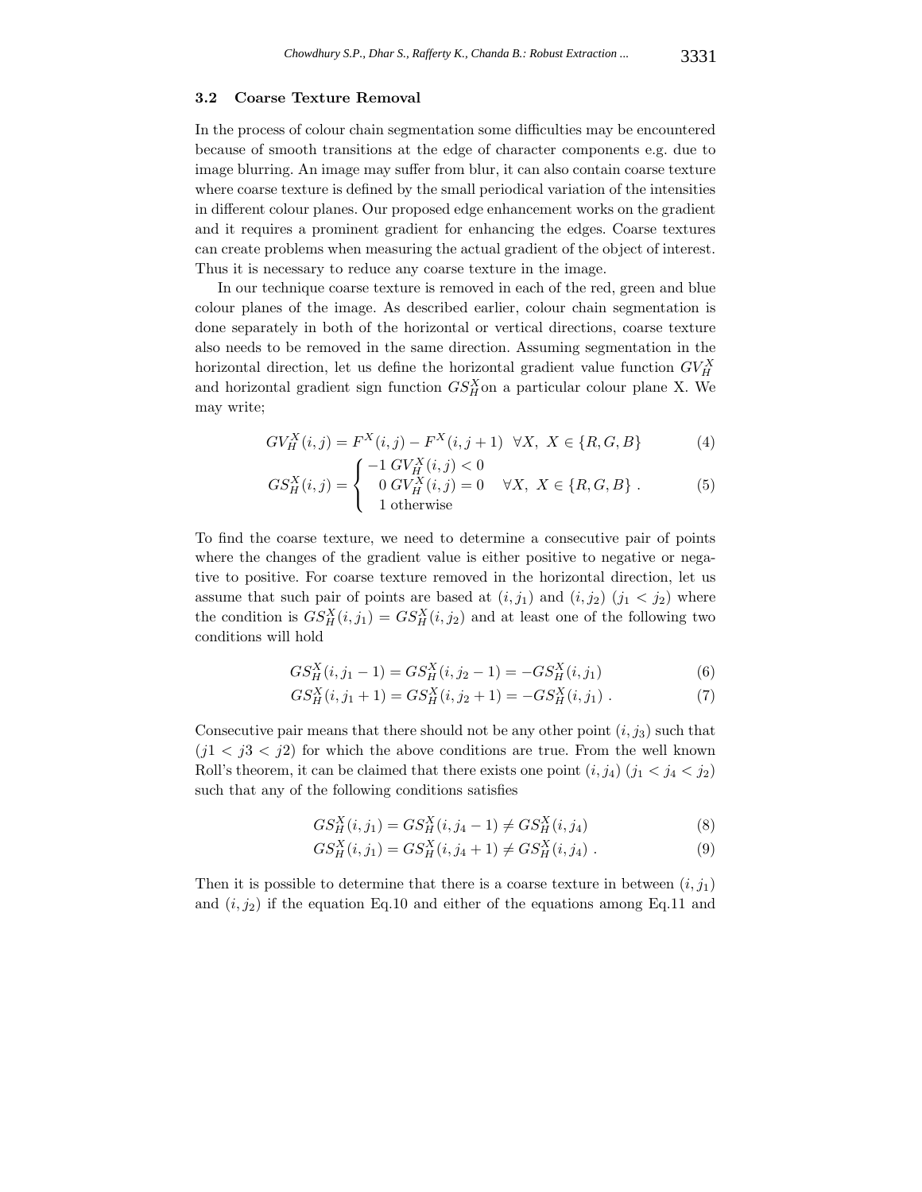### 3.2 Coarse Texture Removal

In the process of colour chain segmentation some difficulties may be encountered because of smooth transitions at the edge of character components e.g. due to image blurring. An image may suffer from blur, it can also contain coarse texture where coarse texture is defined by the small periodical variation of the intensities in different colour planes. Our proposed edge enhancement works on the gradient and it requires a prominent gradient for enhancing the edges. Coarse textures can create problems when measuring the actual gradient of the object of interest. Thus it is necessary to reduce any coarse texture in the image.

In our technique coarse texture is removed in each of the red, green and blue colour planes of the image. As described earlier, colour chain segmentation is done separately in both of the horizontal or vertical directions, coarse texture also needs to be removed in the same direction. Assuming segmentation in the horizontal direction, let us define the horizontal gradient value function $GV_H^X$ and horizontal gradient sign function $GS_H^X$on a particular colour plane X. We may write;

$$GV_H^X(i,j) = F^X(i,j) - F^X(i,j+1) \quad \forall X,\ X \in \{R,G,B\} \tag{4}$$

$$GS_H^X(i,j) = \begin{cases} -1 \; GV_H^X(i,j) < 0 \\ \;\;0 \; GV_H^X(i,j) = 0 \\ \;\;1 \text{ otherwise} \end{cases} \quad \forall X,\ X \in \{R,G,B\} \ . \tag{5}$$

To find the coarse texture, we need to determine a consecutive pair of points where the changes of the gradient value is either positive to negative or negative to positive. For coarse texture removed in the horizontal direction, let us assume that such pair of points are based at $(i, j_1)$ and $(i, j_2)$ $(j_1 < j_2)$ where the condition is $GS_H^X(i,j_1) = GS_H^X(i,j_2)$ and at least one of the following two conditions will hold

$$GS_H^X(i,j_1-1) = GS_H^X(i,j_2-1) = -GS_H^X(i,j_1) \tag{6}$$

$$GS_H^X(i,j_1+1) = GS_H^X(i,j_2+1) = -GS_H^X(i,j_1) \ . \tag{7}$$

Consecutive pair means that there should not be any other point $(i, j_3)$ such that $(j1 < j3 < j2)$ for which the above conditions are true. From the well known Roll's theorem, it can be claimed that there exists one point $(i, j_4)$ $(j_1 < j_4 < j_2)$ such that any of the following conditions satisfies

$$GS_H^X(i,j_1) = GS_H^X(i,j_4-1) \neq GS_H^X(i,j_4) \tag{8}$$

$$GS_H^X(i,j_1) = GS_H^X(i,j_4+1) \neq GS_H^X(i,j_4) \ . \tag{9}$$

Then it is possible to determine that there is a coarse texture in between $(i, j_1)$ and $(i, j_2)$ if the equation Eq.10 and either of the equations among Eq.11 and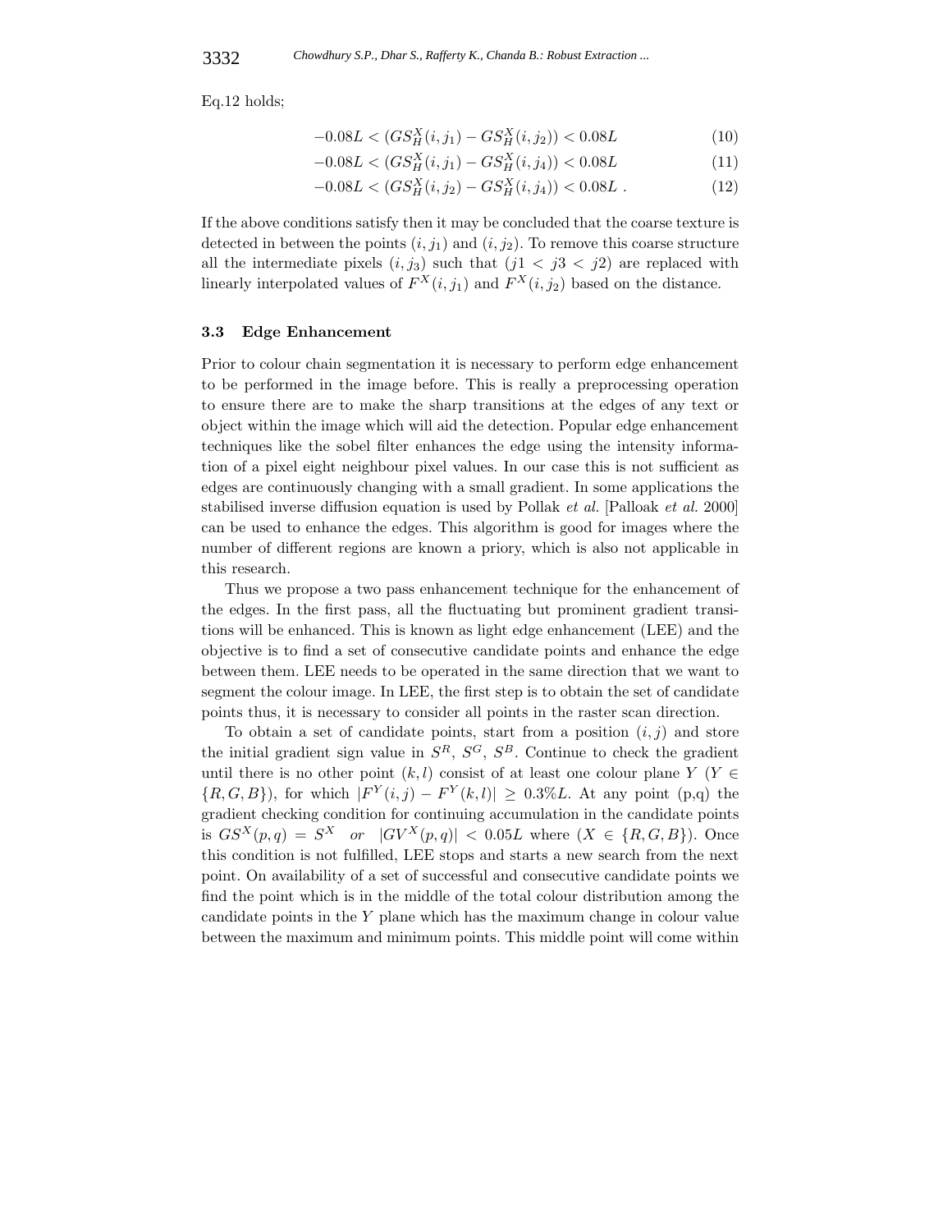Eq.12 holds;

$$-0.08L < (GS_H^X(i, j_1) - GS_H^X(i, j_2)) < 0.08L \tag{10}$$

$$-0.08L < (GS_H^X(i, j_1) - GS_H^X(i, j_4)) < 0.08L \tag{11}$$

$$-0.08L < (GS_H^X(i, j_2) - GS_H^X(i, j_4)) < 0.08L \ . \tag{12}$$

If the above conditions satisfy then it may be concluded that the coarse texture is detected in between the points $(i, j_1)$ and $(i, j_2)$. To remove this coarse structure all the intermediate pixels $(i, j_3)$ such that $(j1 < j3 < j2)$ are replaced with linearly interpolated values of $F^X(i, j_1)$ and $F^X(i, j_2)$ based on the distance.

### 3.3 Edge Enhancement

Prior to colour chain segmentation it is necessary to perform edge enhancement to be performed in the image before. This is really a preprocessing operation to ensure there are to make the sharp transitions at the edges of any text or object within the image which will aid the detection. Popular edge enhancement techniques like the sobel filter enhances the edge using the intensity information of a pixel eight neighbour pixel values. In our case this is not sufficient as edges are continuously changing with a small gradient. In some applications the stabilised inverse diffusion equation is used by Pollak *et al.* [Palloak *et al.* 2000] can be used to enhance the edges. This algorithm is good for images where the number of different regions are known a priory, which is also not applicable in this research.

Thus we propose a two pass enhancement technique for the enhancement of the edges. In the first pass, all the fluctuating but prominent gradient transitions will be enhanced. This is known as light edge enhancement (LEE) and the objective is to find a set of consecutive candidate points and enhance the edge between them. LEE needs to be operated in the same direction that we want to segment the colour image. In LEE, the first step is to obtain the set of candidate points thus, it is necessary to consider all points in the raster scan direction.

To obtain a set of candidate points, start from a position $(i, j)$ and store the initial gradient sign value in $S^R$, $S^G$, $S^B$. Continue to check the gradient until there is no other point $(k, l)$ consist of at least one colour plane $Y$ ($Y \in \{R, G, B\}$), for which $|F^Y(i, j) - F^Y(k, l)| \geq 0.3\%L$. At any point (p,q) the gradient checking condition for continuing accumulation in the candidate points is $GS^X(p, q) = S^X \quad or \quad |GV^X(p, q)| < 0.05L$ where ($X \in \{R, G, B\}$). Once this condition is not fulfilled, LEE stops and starts a new search from the next point. On availability of a set of successful and consecutive candidate points we find the point which is in the middle of the total colour distribution among the candidate points in the $Y$ plane which has the maximum change in colour value between the maximum and minimum points. This middle point will come within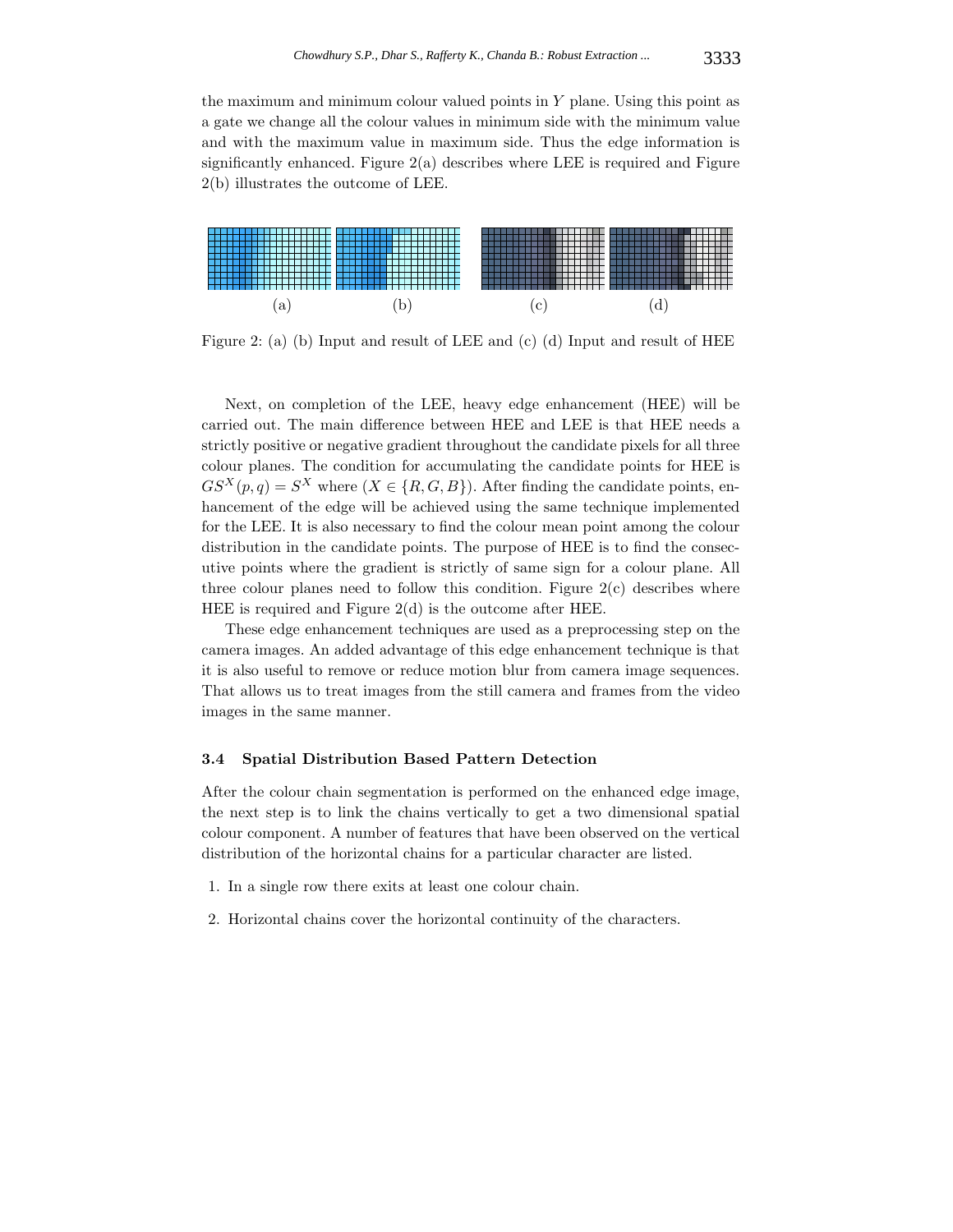the maximum and minimum colour valued points in $Y$ plane. Using this point as a gate we change all the colour values in minimum side with the minimum value and with the maximum value in maximum side. Thus the edge information is significantly enhanced. Figure 2(a) describes where LEE is required and Figure 2(b) illustrates the outcome of LEE.

(a) (b) (c) (d)

Figure 2: (a) (b) Input and result of LEE and (c) (d) Input and result of HEE

Next, on completion of the LEE, heavy edge enhancement (HEE) will be carried out. The main difference between HEE and LEE is that HEE needs a strictly positive or negative gradient throughout the candidate pixels for all three colour planes. The condition for accumulating the candidate points for HEE is $GS^X(p, q) = S^X$ where $(X \in \{R, G, B\})$. After finding the candidate points, enhancement of the edge will be achieved using the same technique implemented for the LEE. It is also necessary to find the colour mean point among the colour distribution in the candidate points. The purpose of HEE is to find the consecutive points where the gradient is strictly of same sign for a colour plane. All three colour planes need to follow this condition. Figure 2(c) describes where HEE is required and Figure 2(d) is the outcome after HEE.

These edge enhancement techniques are used as a preprocessing step on the camera images. An added advantage of this edge enhancement technique is that it is also useful to remove or reduce motion blur from camera image sequences. That allows us to treat images from the still camera and frames from the video images in the same manner.

### 3.4 Spatial Distribution Based Pattern Detection

After the colour chain segmentation is performed on the enhanced edge image, the next step is to link the chains vertically to get a two dimensional spatial colour component. A number of features that have been observed on the vertical distribution of the horizontal chains for a particular character are listed.

1. In a single row there exits at least one colour chain.
2. Horizontal chains cover the horizontal continuity of the characters.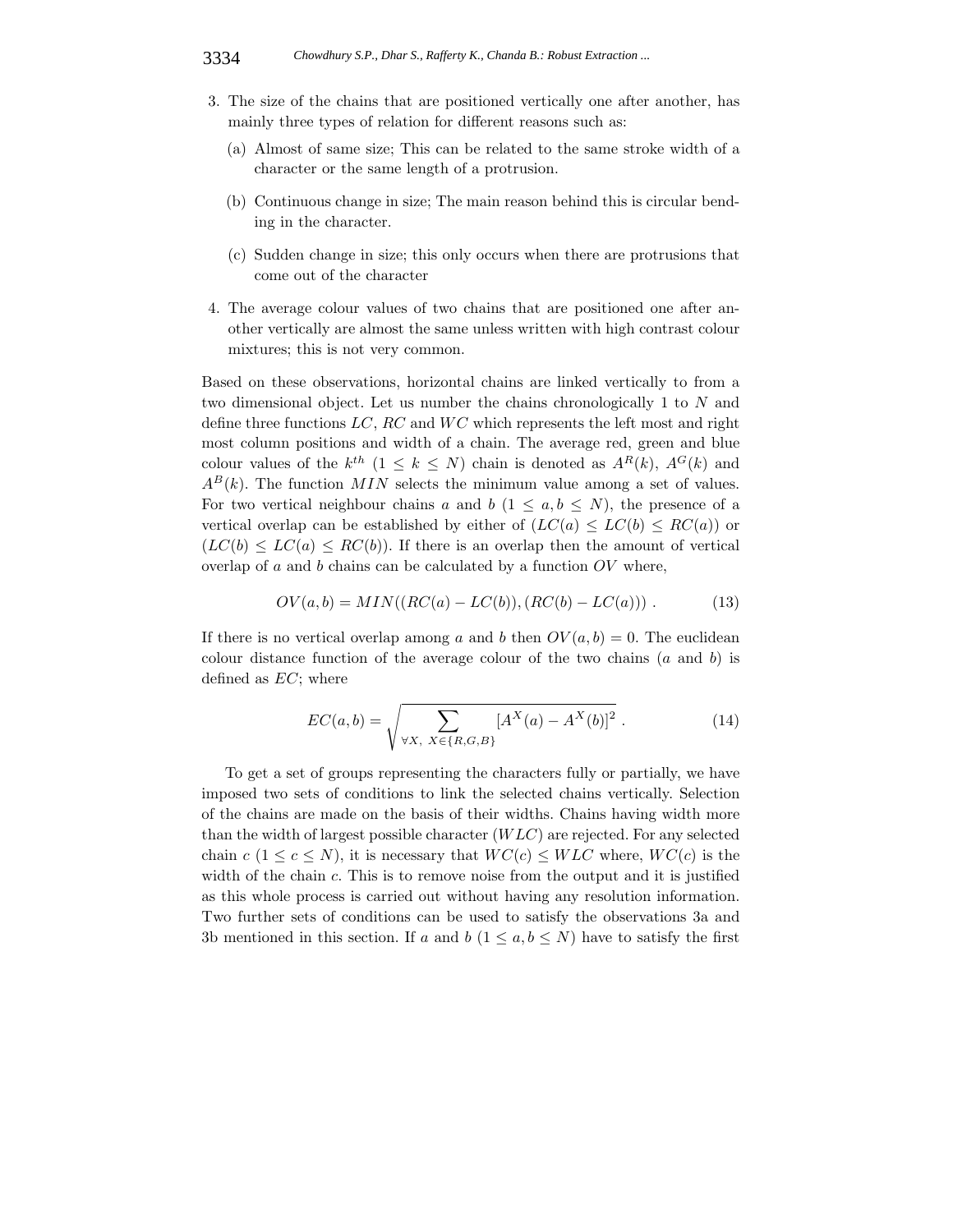3. The size of the chains that are positioned vertically one after another, has mainly three types of relation for different reasons such as:
   (a) Almost of same size; This can be related to the same stroke width of a character or the same length of a protrusion.
   (b) Continuous change in size; The main reason behind this is circular bending in the character.
   (c) Sudden change in size; this only occurs when there are protrusions that come out of the character
4. The average colour values of two chains that are positioned one after another vertically are almost the same unless written with high contrast colour mixtures; this is not very common.

Based on these observations, horizontal chains are linked vertically to from a two dimensional object. Let us number the chains chronologically 1 to $N$ and define three functions $LC$, $RC$ and $WC$ which represents the left most and right most column positions and width of a chain. The average red, green and blue colour values of the $k^{th}$ ($1 \leq k \leq N$) chain is denoted as $A^R(k)$, $A^G(k)$ and $A^B(k)$. The function $MIN$ selects the minimum value among a set of values. For two vertical neighbour chains $a$ and $b$ ($1 \leq a, b \leq N$), the presence of a vertical overlap can be established by either of ($LC(a) \leq LC(b) \leq RC(a)$) or ($LC(b) \leq LC(a) \leq RC(b)$). If there is an overlap then the amount of vertical overlap of $a$ and $b$ chains can be calculated by a function $OV$ where,

$$OV(a, b) = MIN((RC(a) - LC(b)), (RC(b) - LC(a))) \; . \tag{13}$$

If there is no vertical overlap among $a$ and $b$ then $OV(a, b) = 0$. The euclidean colour distance function of the average colour of the two chains ($a$ and $b$) is defined as $EC$; where

$$EC(a, b) = \sqrt{\sum_{\forall X,\; X \in \{R,G,B\}} [A^X(a) - A^X(b)]^2} \; . \tag{14}$$

To get a set of groups representing the characters fully or partially, we have imposed two sets of conditions to link the selected chains vertically. Selection of the chains are made on the basis of their widths. Chains having width more than the width of largest possible character ($WLC$) are rejected. For any selected chain $c$ ($1 \leq c \leq N$), it is necessary that $WC(c) \leq WLC$ where, $WC(c)$ is the width of the chain $c$. This is to remove noise from the output and it is justified as this whole process is carried out without having any resolution information. Two further sets of conditions can be used to satisfy the observations 3a and 3b mentioned in this section. If $a$ and $b$ ($1 \leq a, b \leq N$) have to satisfy the first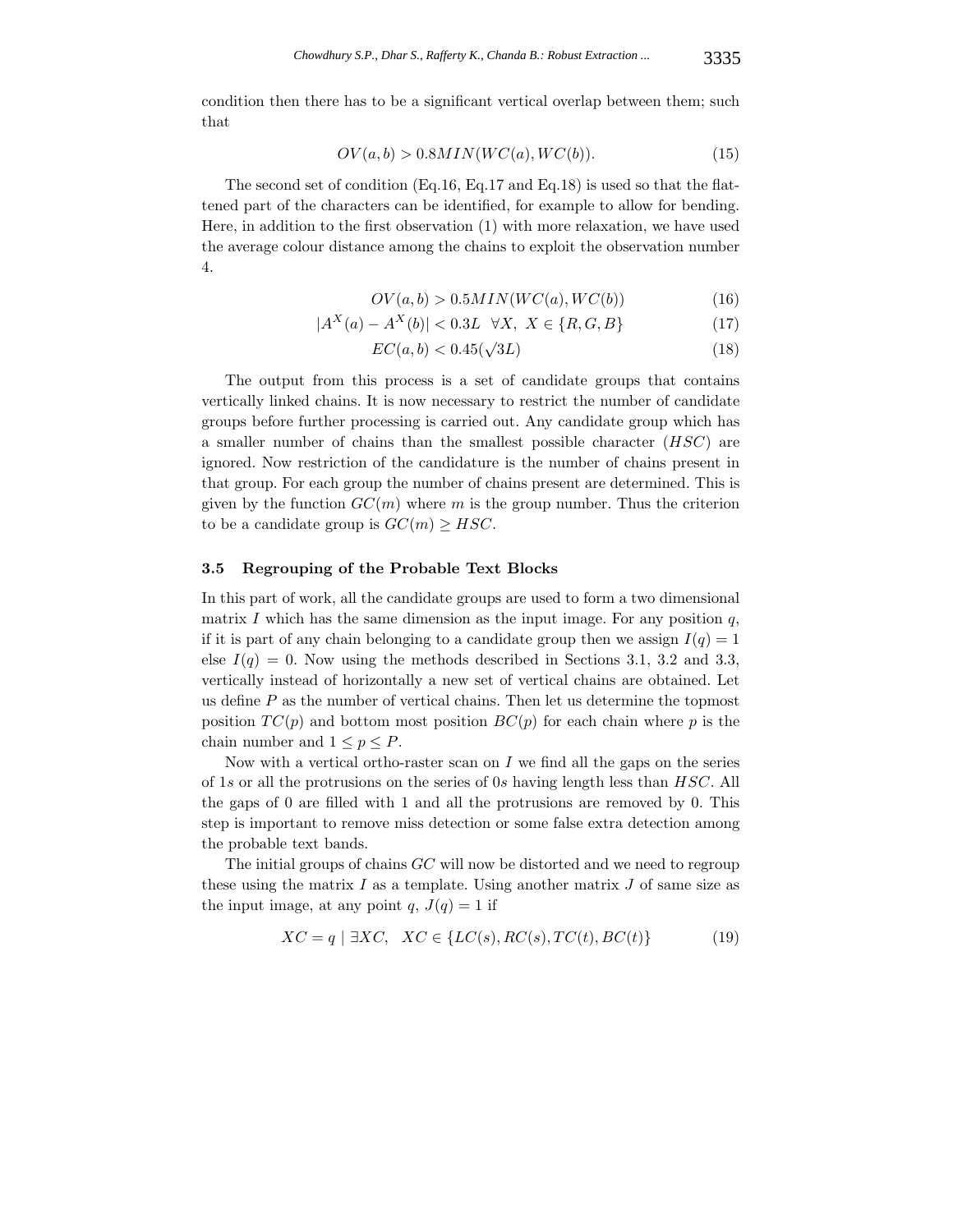condition then there has to be a significant vertical overlap between them; such that

$$OV(a, b) > 0.8MIN(WC(a), WC(b)). \tag{15}$$

The second set of condition (Eq.16, Eq.17 and Eq.18) is used so that the flattened part of the characters can be identified, for example to allow for bending. Here, in addition to the first observation (1) with more relaxation, we have used the average colour distance among the chains to exploit the observation number 4.

$$OV(a, b) > 0.5MIN(WC(a), WC(b)) \tag{16}$$

$$|A^X(a) - A^X(b)| < 0.3L \quad \forall X, \ X \in \{R, G, B\} \tag{17}$$

$$EC(a, b) < 0.45(\sqrt{3}L) \tag{18}$$

The output from this process is a set of candidate groups that contains vertically linked chains. It is now necessary to restrict the number of candidate groups before further processing is carried out. Any candidate group which has a smaller number of chains than the smallest possible character ($HSC$) are ignored. Now restriction of the candidature is the number of chains present in that group. For each group the number of chains present are determined. This is given by the function $GC(m)$ where $m$ is the group number. Thus the criterion to be a candidate group is $GC(m) \geq HSC$.

### 3.5 Regrouping of the Probable Text Blocks

In this part of work, all the candidate groups are used to form a two dimensional matrix $I$ which has the same dimension as the input image. For any position $q$, if it is part of any chain belonging to a candidate group then we assign $I(q) = 1$ else $I(q) = 0$. Now using the methods described in Sections 3.1, 3.2 and 3.3, vertically instead of horizontally a new set of vertical chains are obtained. Let us define $P$ as the number of vertical chains. Then let us determine the topmost position $TC(p)$ and bottom most position $BC(p)$ for each chain where $p$ is the chain number and $1 \leq p \leq P$.

Now with a vertical ortho-raster scan on $I$ we find all the gaps on the series of 1$s$ or all the protrusions on the series of 0$s$ having length less than $HSC$. All the gaps of 0 are filled with 1 and all the protrusions are removed by 0. This step is important to remove miss detection or some false extra detection among the probable text bands.

The initial groups of chains $GC$ will now be distorted and we need to regroup these using the matrix $I$ as a template. Using another matrix $J$ of same size as the input image, at any point $q$, $J(q) = 1$ if

$$XC = q \mid \exists XC, \quad XC \in \{LC(s), RC(s), TC(t), BC(t)\} \tag{19}$$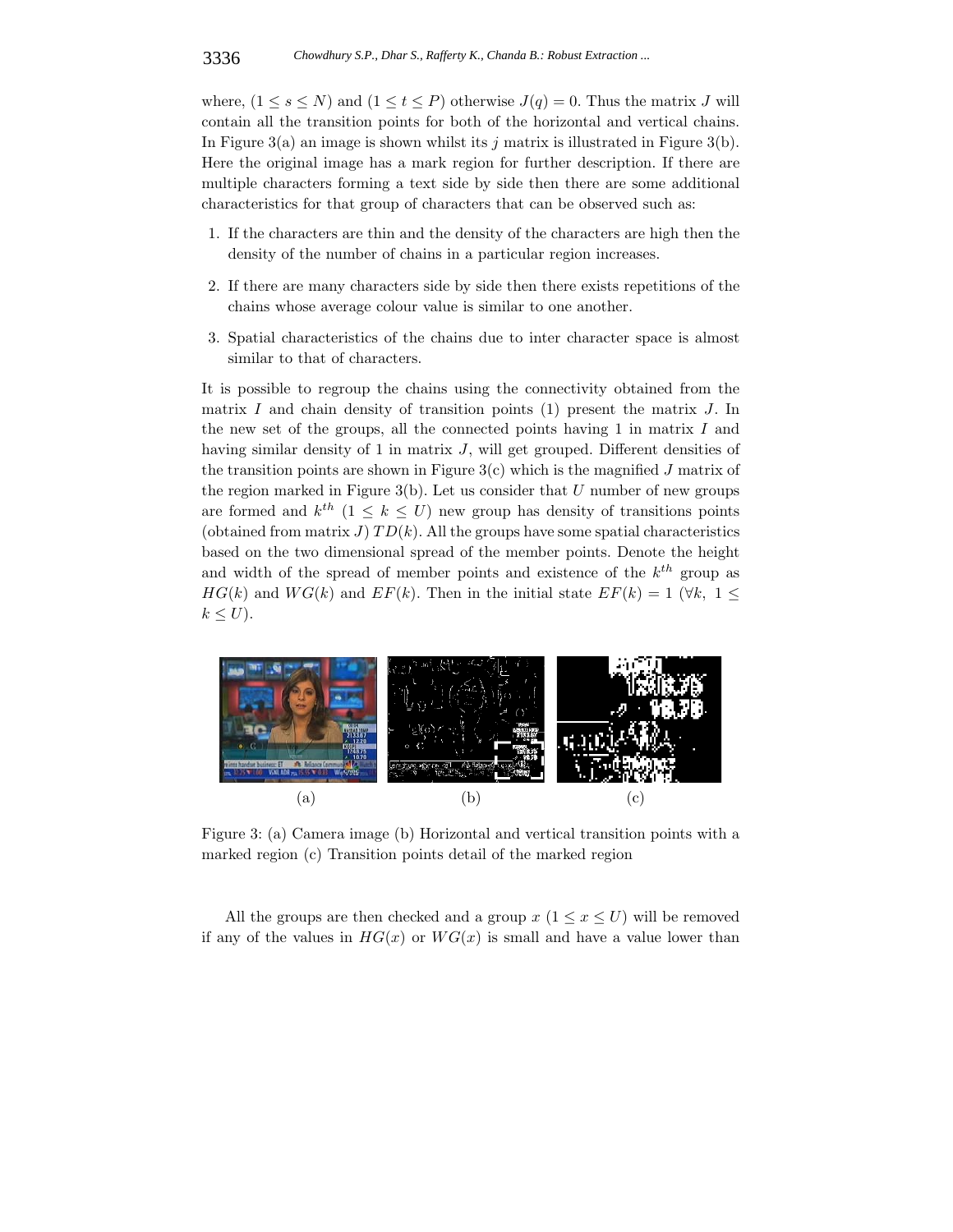where, $(1 \leq s \leq N)$ and $(1 \leq t \leq P)$ otherwise $J(q) = 0$. Thus the matrix $J$ will contain all the transition points for both of the horizontal and vertical chains. In Figure 3(a) an image is shown whilst its $j$ matrix is illustrated in Figure 3(b). Here the original image has a mark region for further description. If there are multiple characters forming a text side by side then there are some additional characteristics for that group of characters that can be observed such as:

1. If the characters are thin and the density of the characters are high then the density of the number of chains in a particular region increases.
2. If there are many characters side by side then there exists repetitions of the chains whose average colour value is similar to one another.
3. Spatial characteristics of the chains due to inter character space is almost similar to that of characters.

It is possible to regroup the chains using the connectivity obtained from the matrix $I$ and chain density of transition points (1) present the matrix $J$. In the new set of the groups, all the connected points having 1 in matrix $I$ and having similar density of 1 in matrix $J$, will get grouped. Different densities of the transition points are shown in Figure 3(c) which is the magnified $J$ matrix of the region marked in Figure 3(b). Let us consider that $U$ number of new groups are formed and $k^{th}$ $(1 \leq k \leq U)$ new group has density of transitions points (obtained from matrix $J$) $TD(k)$. All the groups have some spatial characteristics based on the two dimensional spread of the member points. Denote the height and width of the spread of member points and existence of the $k^{th}$ group as $HG(k)$ and $WG(k)$ and $EF(k)$. Then in the initial state $EF(k) = 1$ $(\forall k,\ 1 \leq k \leq U)$.

(a) (b) (c)

Figure 3: (a) Camera image (b) Horizontal and vertical transition points with a marked region (c) Transition points detail of the marked region

All the groups are then checked and a group $x$ $(1 \leq x \leq U)$ will be removed if any of the values in $HG(x)$ or $WG(x)$ is small and have a value lower than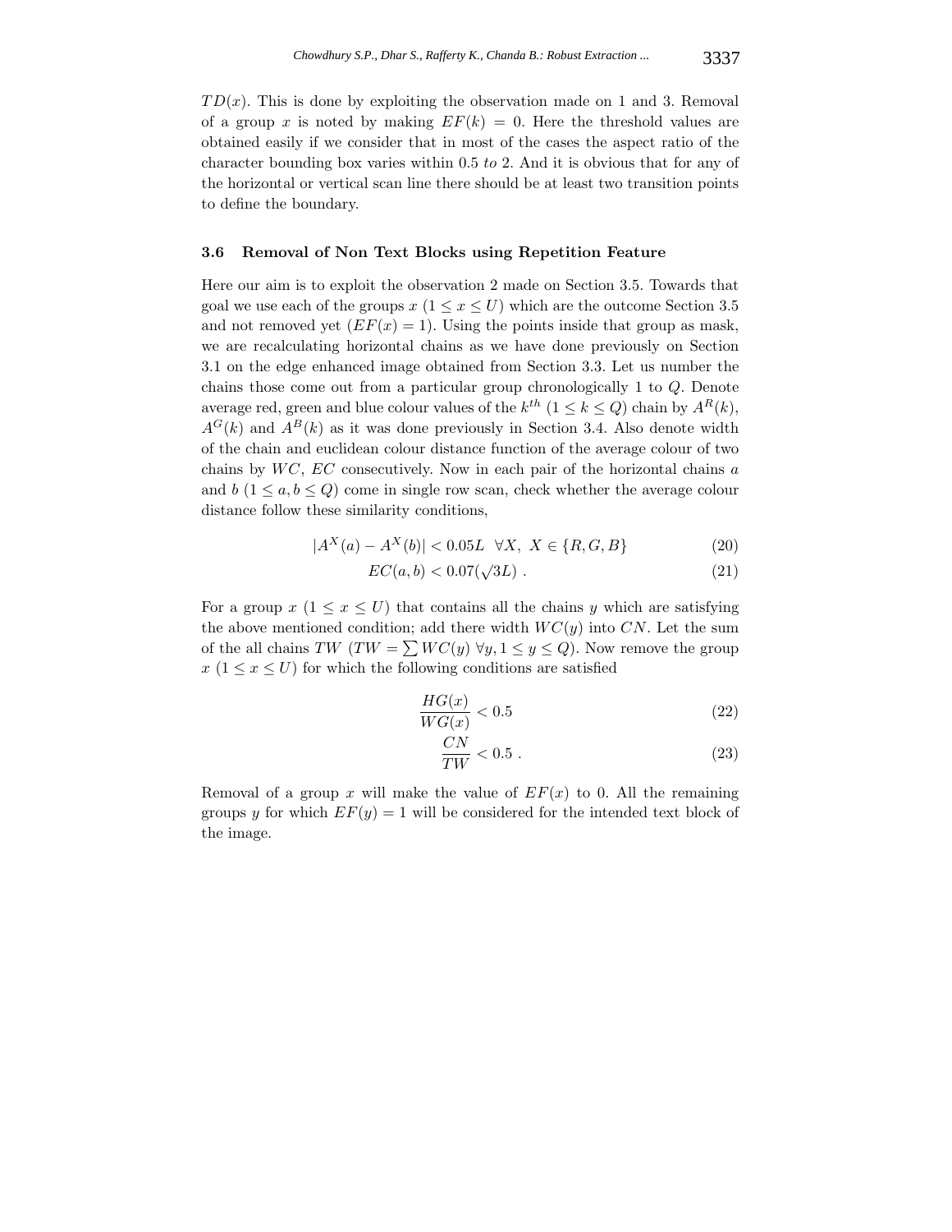$TD(x)$. This is done by exploiting the observation made on 1 and 3. Removal of a group $x$ is noted by making $EF(k) = 0$. Here the threshold values are obtained easily if we consider that in most of the cases the aspect ratio of the character bounding box varies within 0.5 *to* 2. And it is obvious that for any of the horizontal or vertical scan line there should be at least two transition points to define the boundary.

### 3.6 Removal of Non Text Blocks using Repetition Feature

Here our aim is to exploit the observation 2 made on Section 3.5. Towards that goal we use each of the groups $x$ $(1 \le x \le U)$ which are the outcome Section 3.5 and not removed yet $(EF(x) = 1)$. Using the points inside that group as mask, we are recalculating horizontal chains as we have done previously on Section 3.1 on the edge enhanced image obtained from Section 3.3. Let us number the chains those come out from a particular group chronologically 1 to $Q$. Denote average red, green and blue colour values of the $k^{th}$ $(1 \le k \le Q)$ chain by $A^R(k)$, $A^G(k)$ and $A^B(k)$ as it was done previously in Section 3.4. Also denote width of the chain and euclidean colour distance function of the average colour of two chains by $WC$, $EC$ consecutively. Now in each pair of the horizontal chains $a$ and $b$ $(1 \le a, b \le Q)$ come in single row scan, check whether the average colour distance follow these similarity conditions,

$$|A^X(a) - A^X(b)| < 0.05L \quad \forall X,\ X \in \{R, G, B\} \tag{20}$$

$$EC(a, b) < 0.07(\sqrt{3}L)\ . \tag{21}$$

For a group $x$ $(1 \le x \le U)$ that contains all the chains $y$ which are satisfying the above mentioned condition; add there width $WC(y)$ into $CN$. Let the sum of the all chains $TW$ $(TW = \sum WC(y)\ \forall y, 1 \le y \le Q)$. Now remove the group $x$ $(1 \le x \le U)$ for which the following conditions are satisfied

$$\frac{HG(x)}{WG(x)} < 0.5 \tag{22}$$

$$\frac{CN}{TW} < 0.5\ . \tag{23}$$

Removal of a group $x$ will make the value of $EF(x)$ to 0. All the remaining groups $y$ for which $EF(y) = 1$ will be considered for the intended text block of the image.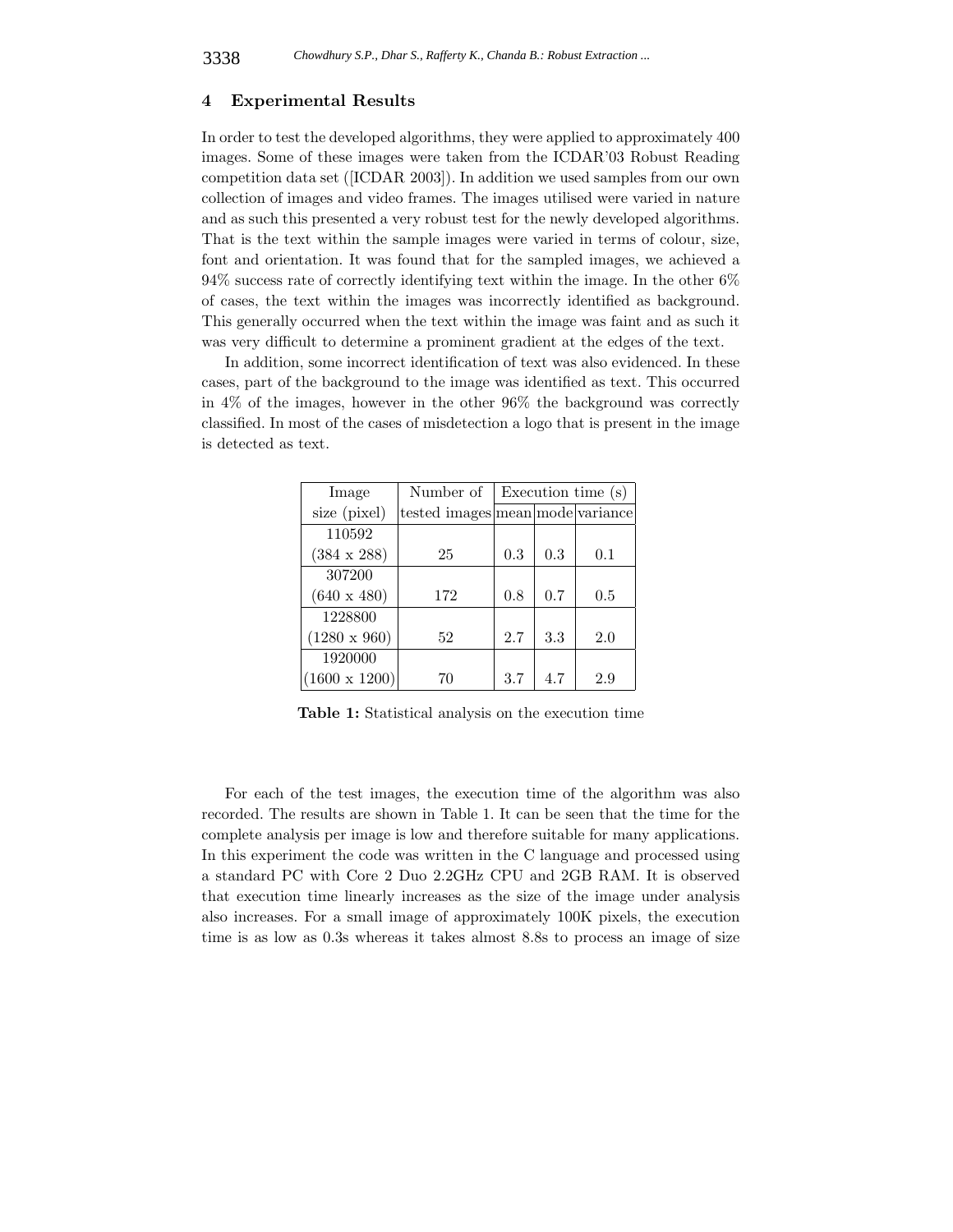## 4 Experimental Results

In order to test the developed algorithms, they were applied to approximately 400 images. Some of these images were taken from the ICDAR'03 Robust Reading competition data set ([ICDAR 2003]). In addition we used samples from our own collection of images and video frames. The images utilised were varied in nature and as such this presented a very robust test for the newly developed algorithms. That is the text within the sample images were varied in terms of colour, size, font and orientation. It was found that for the sampled images, we achieved a 94% success rate of correctly identifying text within the image. In the other 6% of cases, the text within the images was incorrectly identified as background. This generally occurred when the text within the image was faint and as such it was very difficult to determine a prominent gradient at the edges of the text.

In addition, some incorrect identification of text was also evidenced. In these cases, part of the background to the image was identified as text. This occurred in 4% of the images, however in the other 96% the background was correctly classified. In most of the cases of misdetection a logo that is present in the image is detected as text.

| Image size (pixel) | Number of tested images | Execution time (s) | | |
|---|---|---|---|---|
| | | mean | mode | variance |
| 110592 (384 x 288) | 25 | 0.3 | 0.3 | 0.1 |
| 307200 (640 x 480) | 172 | 0.8 | 0.7 | 0.5 |
| 1228800 (1280 x 960) | 52 | 2.7 | 3.3 | 2.0 |
| 1920000 (1600 x 1200) | 70 | 3.7 | 4.7 | 2.9 |

**Table 1:** Statistical analysis on the execution time

For each of the test images, the execution time of the algorithm was also recorded. The results are shown in Table 1. It can be seen that the time for the complete analysis per image is low and therefore suitable for many applications. In this experiment the code was written in the C language and processed using a standard PC with Core 2 Duo 2.2GHz CPU and 2GB RAM. It is observed that execution time linearly increases as the size of the image under analysis also increases. For a small image of approximately 100K pixels, the execution time is as low as 0.3s whereas it takes almost 8.8s to process an image of size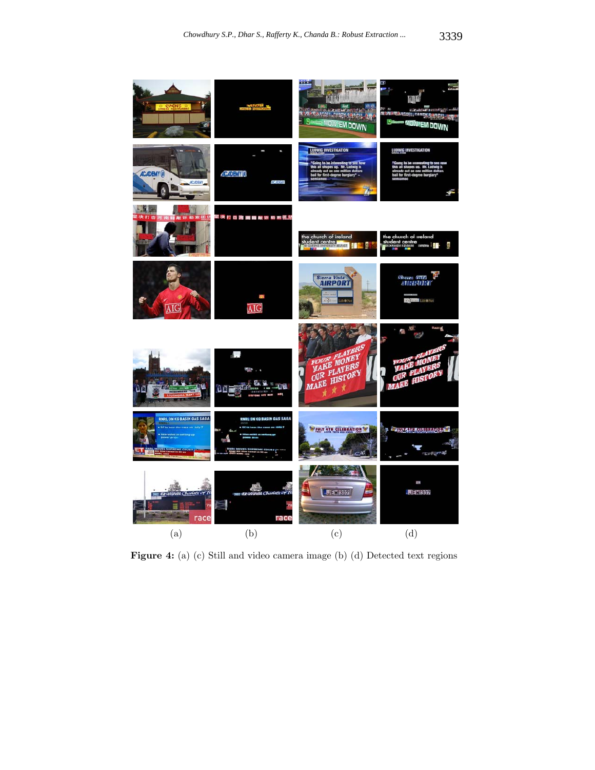(a) (b) (c) (d)

**Figure 4:** (a) (c) Still and video camera image (b) (d) Detected text regions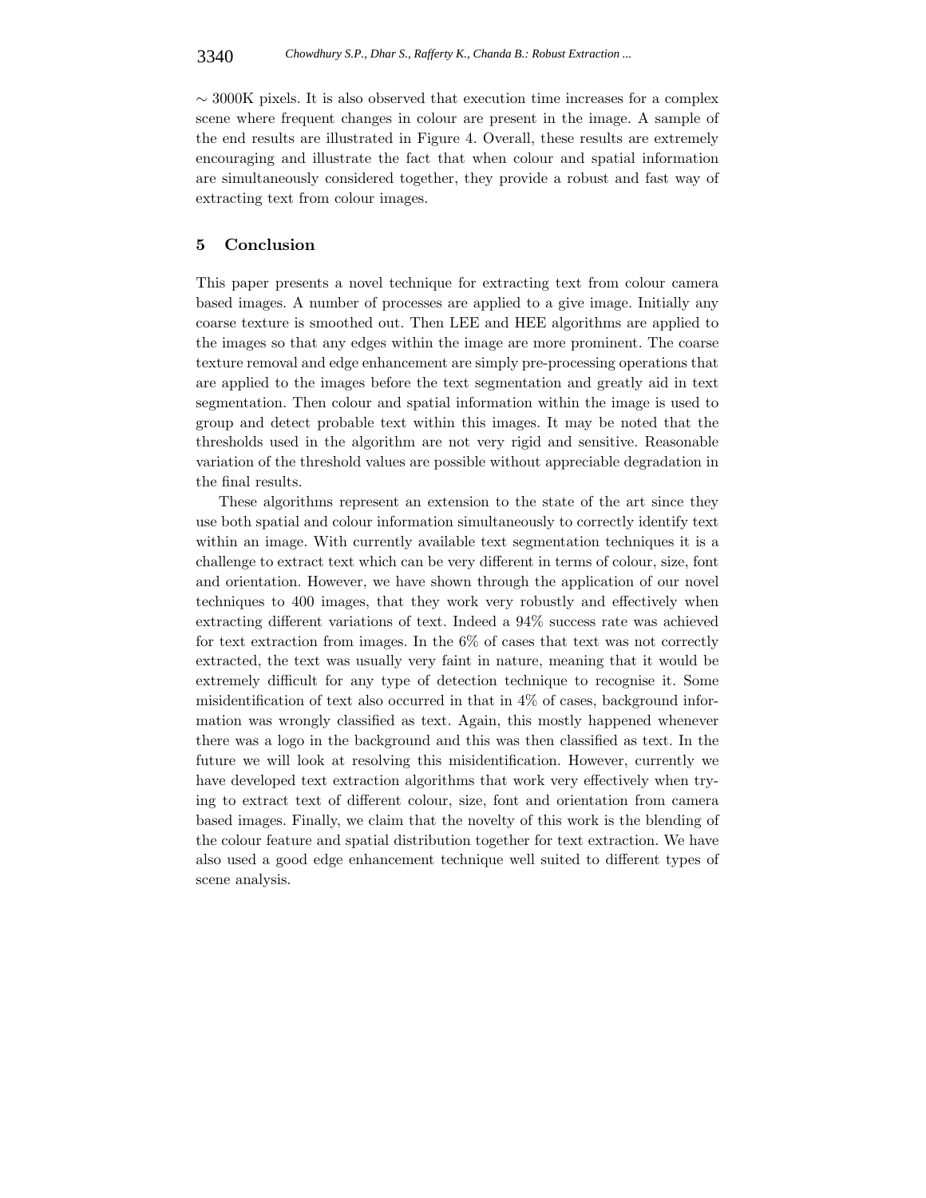$\sim$ 3000K pixels. It is also observed that execution time increases for a complex scene where frequent changes in colour are present in the image. A sample of the end results are illustrated in Figure 4. Overall, these results are extremely encouraging and illustrate the fact that when colour and spatial information are simultaneously considered together, they provide a robust and fast way of extracting text from colour images.

## 5 Conclusion

This paper presents a novel technique for extracting text from colour camera based images. A number of processes are applied to a give image. Initially any coarse texture is smoothed out. Then LEE and HEE algorithms are applied to the images so that any edges within the image are more prominent. The coarse texture removal and edge enhancement are simply pre-processing operations that are applied to the images before the text segmentation and greatly aid in text segmentation. Then colour and spatial information within the image is used to group and detect probable text within this images. It may be noted that the thresholds used in the algorithm are not very rigid and sensitive. Reasonable variation of the threshold values are possible without appreciable degradation in the final results.

These algorithms represent an extension to the state of the art since they use both spatial and colour information simultaneously to correctly identify text within an image. With currently available text segmentation techniques it is a challenge to extract text which can be very different in terms of colour, size, font and orientation. However, we have shown through the application of our novel techniques to 400 images, that they work very robustly and effectively when extracting different variations of text. Indeed a 94% success rate was achieved for text extraction from images. In the 6% of cases that text was not correctly extracted, the text was usually very faint in nature, meaning that it would be extremely difficult for any type of detection technique to recognise it. Some misidentification of text also occurred in that in 4% of cases, background information was wrongly classified as text. Again, this mostly happened whenever there was a logo in the background and this was then classified as text. In the future we will look at resolving this misidentification. However, currently we have developed text extraction algorithms that work very effectively when trying to extract text of different colour, size, font and orientation from camera based images. Finally, we claim that the novelty of this work is the blending of the colour feature and spatial distribution together for text extraction. We have also used a good edge enhancement technique well suited to different types of scene analysis.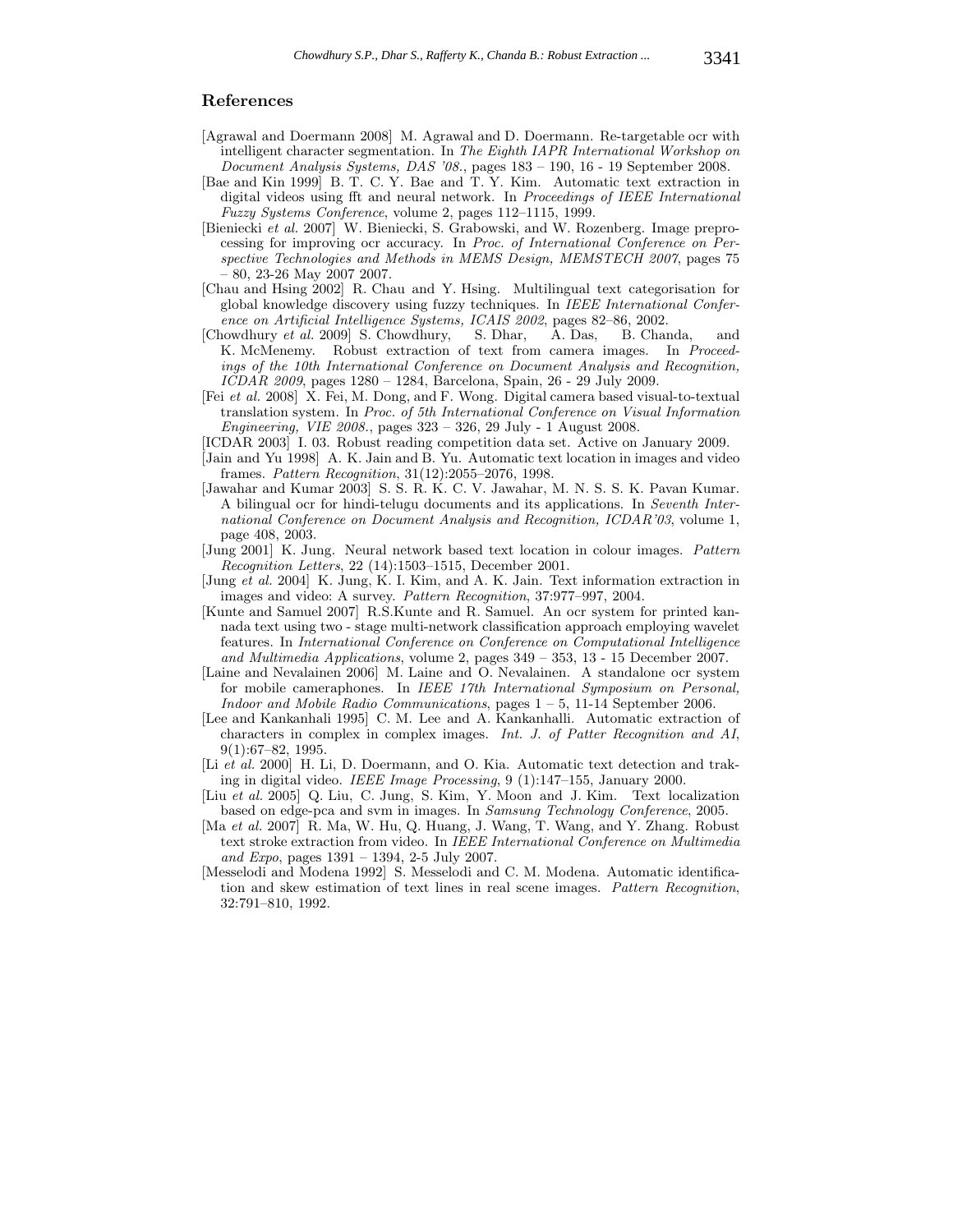## References

[Agrawal and Doermann 2008] M. Agrawal and D. Doermann. Re-targetable ocr with intelligent character segmentation. In *The Eighth IAPR International Workshop on Document Analysis Systems, DAS '08.*, pages 183 – 190, 16 - 19 September 2008.

[Bae and Kin 1999] B. T. C. Y. Bae and T. Y. Kim. Automatic text extraction in digital videos using fft and neural network. In *Proceedings of IEEE International Fuzzy Systems Conference*, volume 2, pages 112–1115, 1999.

[Bieniecki *et al.* 2007] W. Bieniecki, S. Grabowski, and W. Rozenberg. Image preprocessing for improving ocr accuracy. In *Proc. of International Conference on Perspective Technologies and Methods in MEMS Design, MEMSTECH 2007*, pages 75 – 80, 23-26 May 2007 2007.

[Chau and Hsing 2002] R. Chau and Y. Hsing. Multilingual text categorisation for global knowledge discovery using fuzzy techniques. In *IEEE International Conference on Artificial Intelligence Systems, ICAIS 2002*, pages 82–86, 2002.

[Chowdhury *et al.* 2009] S. Chowdhury, S. Dhar, A. Das, B. Chanda, and K. McMenemy. Robust extraction of text from camera images. In *Proceedings of the 10th International Conference on Document Analysis and Recognition, ICDAR 2009*, pages 1280 – 1284, Barcelona, Spain, 26 - 29 July 2009.

[Fei *et al.* 2008] X. Fei, M. Dong, and F. Wong. Digital camera based visual-to-textual translation system. In *Proc. of 5th International Conference on Visual Information Engineering, VIE 2008.*, pages 323 – 326, 29 July - 1 August 2008.

[ICDAR 2003] I. 03. Robust reading competition data set. Active on January 2009.

[Jain and Yu 1998] A. K. Jain and B. Yu. Automatic text location in images and video frames. *Pattern Recognition*, 31(12):2055–2076, 1998.

[Jawahar and Kumar 2003] S. S. R. K. C. V. Jawahar, M. N. S. S. K. Pavan Kumar. A bilingual ocr for hindi-telugu documents and its applications. In *Seventh International Conference on Document Analysis and Recognition, ICDAR'03*, volume 1, page 408, 2003.

[Jung 2001] K. Jung. Neural network based text location in colour images. *Pattern Recognition Letters*, 22 (14):1503–1515, December 2001.

[Jung *et al.* 2004] K. Jung, K. I. Kim, and A. K. Jain. Text information extraction in images and video: A survey. *Pattern Recognition*, 37:977–997, 2004.

[Kunte and Samuel 2007] R.S.Kunte and R. Samuel. An ocr system for printed kannada text using two - stage multi-network classification approach employing wavelet features. In *International Conference on Conference on Computational Intelligence and Multimedia Applications*, volume 2, pages 349 – 353, 13 - 15 December 2007.

[Laine and Nevalainen 2006] M. Laine and O. Nevalainen. A standalone ocr system for mobile cameraphones. In *IEEE 17th International Symposium on Personal, Indoor and Mobile Radio Communications*, pages 1 – 5, 11-14 September 2006.

[Lee and Kankanhali 1995] C. M. Lee and A. Kankanhalli. Automatic extraction of characters in complex in complex images. *Int. J. of Patter Recognition and AI*, 9(1):67–82, 1995.

[Li *et al.* 2000] H. Li, D. Doermann, and O. Kia. Automatic text detection and traking in digital video. *IEEE Image Processing*, 9 (1):147–155, January 2000.

[Liu *et al.* 2005] Q. Liu, C. Jung, S. Kim, Y. Moon and J. Kim. Text localization based on edge-pca and svm in images. In *Samsung Technology Conference*, 2005.

[Ma *et al.* 2007] R. Ma, W. Hu, Q. Huang, J. Wang, T. Wang, and Y. Zhang. Robust text stroke extraction from video. In *IEEE International Conference on Multimedia and Expo*, pages 1391 – 1394, 2-5 July 2007.

[Messelodi and Modena 1992] S. Messelodi and C. M. Modena. Automatic identification and skew estimation of text lines in real scene images. *Pattern Recognition*, 32:791–810, 1992.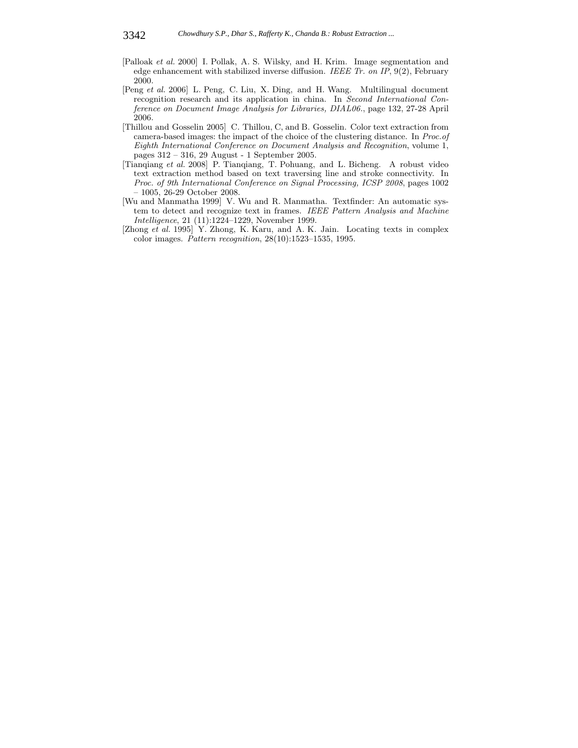[Palloak *et al.* 2000] I. Pollak, A. S. Wilsky, and H. Krim. Image segmentation and edge enhancement with stabilized inverse diffusion. *IEEE Tr. on IP*, 9(2), February 2000.

[Peng *et al.* 2006] L. Peng, C. Liu, X. Ding, and H. Wang. Multilingual document recognition research and its application in china. In *Second International Conference on Document Image Analysis for Libraries, DIAL06.*, page 132, 27-28 April 2006.

[Thillou and Gosselin 2005] C. Thillou, C, and B. Gosselin. Color text extraction from camera-based images: the impact of the choice of the clustering distance. In *Proc.of Eighth International Conference on Document Analysis and Recognition*, volume 1, pages 312 – 316, 29 August - 1 September 2005.

[Tianqiang *et al.* 2008] P. Tianqiang, T. Pohuang, and L. Bicheng. A robust video text extraction method based on text traversing line and stroke connectivity. In *Proc. of 9th International Conference on Signal Processing, ICSP 2008*, pages 1002 – 1005, 26-29 October 2008.

[Wu and Manmatha 1999] V. Wu and R. Manmatha. Textfinder: An automatic system to detect and recognize text in frames. *IEEE Pattern Analysis and Machine Intelligence*, 21 (11):1224–1229, November 1999.

[Zhong *et al.* 1995] Y. Zhong, K. Karu, and A. K. Jain. Locating texts in complex color images. *Pattern recognition*, 28(10):1523–1535, 1995.